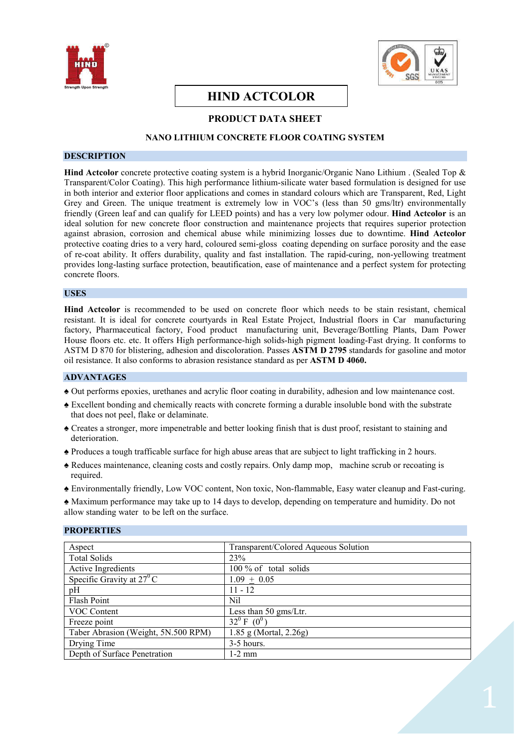# HIND ACTCOLOR

## PRODUCT DATA SHEET

### NANO LITHIUM CONCRETE FLOOR COATING SYSTEM

## DESCRIPTION

**Hind Actcolor** concrete protective coating system is a hybrid Inorganic/Organic Nano Lithium . (Sealed Top & Transparent/Color Coating). This high performance lithium-silicate water based formulation is designed for use in both interior and exterior floor applications and comes in standard colours which are Transparent, Red, Light Grey and Green. The unique treatment is extremely low in VOC's (less than 50 gms/ltr) environmentally friendly (Green leaf and can qualify for LEED points) and has a very low polymer odour. **Hind Actcolor** is an ideal solution for new concrete floor construction and maintenance projects that requires superior protection against abrasion, corrosion and chemical abuse while minimizing losses due to downtime. **Hind Actcolor** protective coating dries to a very hard, coloured semi-gloss coating depending on surface porosity and the ease of re-coat ability. It offers durability, quality and fast installation. The rapid-curing, non-yellowing treatment provides long-lasting surface protection, beautification, ease of maintenance and a perfect system for protecting concrete floors.

## USES

**Hind Actcolor** is recommended to be used on concrete floor which needs to be stain resistant, chemical resistant. It is ideal for concrete courtyards in Real Estate Project, Industrial floors in Car manufacturing factory, Pharmaceutical factory, Food product manufacturing unit, Beverage/Bottling Plants, Dam Power House floors etc. etc. It offers High performance-high solids-high pigment loading-Fast drying. It conforms to ASTM D 870 for blistering, adhesion and discoloration. Passes **ASTM D 2795** standards for gasoline and motor oil resistance. It also conforms to abrasion resistance standard as per **ASTM D 4060.**

## ADVANTAGES

- ♠ Out performs epoxies, urethanes and acrylic floor coating in durability, adhesion and low maintenance cost.
- ♠ Excellent bonding and chemically reacts with concrete forming a durable insoluble bond with the substrate that does not peel, flake or delaminate.
- ♠ Creates a stronger, more impenetrable and better looking finish that is dust proof, resistant to staining and deterioration.
- ♠ Produces a tough trafficable surface for high abuse areas that are subject to light trafficking in 2 hours.
- ♠ Reduces maintenance, cleaning costs and costly repairs. Only damp mop, machine scrub or recoating is required.
- ♠ Environmentally friendly, Low VOC content, Non toxic, Non-flammable, Easy water cleanup and Fast-curing.
- ♠ Maximum performance may take up to 14 days to develop, depending on temperature and humidity. Do not allow standing water to be left on the surface.

## PROPERTIES

| Property | Value |
|---|---|
| Aspect | Transparent/Colored Aqueous Solution |
| Total Solids | 23% |
| Active Ingredients | 100 % of total solids |
| Specific Gravity at $27^0$C | 1.09 ± 0.05 |
| pH | 11 - 12 |
| Flash Point | Nil |
| VOC Content | Less than 50 gms/Ltr. |
| Freeze point | $32^0$ F ($0^0$) |
| Taber Abrasion (Weight, 5N.500 RPM) | 1.85 g (Mortal, 2.26g) |
| Drying Time | 3-5 hours. |
| Depth of Surface Penetration | 1-2 mm |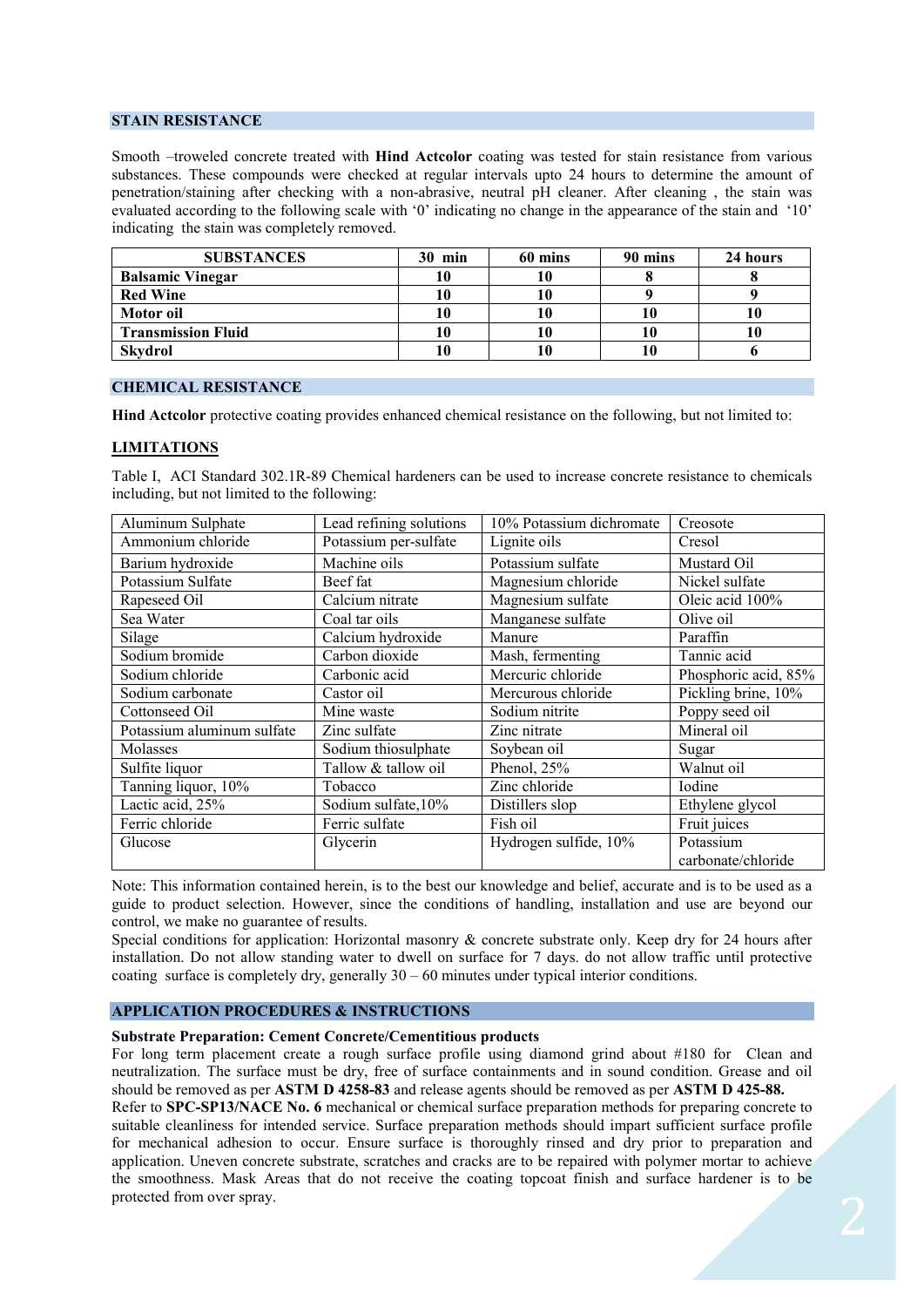## STAIN RESISTANCE

Smooth –troweled concrete treated with **Hind Actcolor** coating was tested for stain resistance from various substances. These compounds were checked at regular intervals upto 24 hours to determine the amount of penetration/staining after checking with a non-abrasive, neutral pH cleaner. After cleaning , the stain was evaluated according to the following scale with '0' indicating no change in the appearance of the stain and '10' indicating the stain was completely removed.

| SUBSTANCES | 30 min | 60 mins | 90 mins | 24 hours |
|---|---|---|---|---|
| **Balsamic Vinegar** | **10** | **10** | **8** | **8** |
| **Red Wine** | **10** | **10** | **9** | **9** |
| **Motor oil** | **10** | **10** | **10** | **10** |
| **Transmission Fluid** | **10** | **10** | **10** | **10** |
| **Skydrol** | **10** | **10** | **10** | **6** |

## CHEMICAL RESISTANCE

**Hind Actcolor** protective coating provides enhanced chemical resistance on the following, but not limited to:

### LIMITATIONS

Table I, ACI Standard 302.1R-89 Chemical hardeners can be used to increase concrete resistance to chemicals including, but not limited to the following:

| | | | |
|---|---|---|---|
| Aluminum Sulphate | Lead refining solutions | 10% Potassium dichromate | Creosote |
| Ammonium chloride | Potassium per-sulfate | Lignite oils | Cresol |
| Barium hydroxide | Machine oils | Potassium sulfate | Mustard Oil |
| Potassium Sulfate | Beef fat | Magnesium chloride | Nickel sulfate |
| Rapeseed Oil | Calcium nitrate | Magnesium sulfate | Oleic acid 100% |
| Sea Water | Coal tar oils | Manganese sulfate | Olive oil |
| Silage | Calcium hydroxide | Manure | Paraffin |
| Sodium bromide | Carbon dioxide | Mash, fermenting | Tannic acid |
| Sodium chloride | Carbonic acid | Mercuric chloride | Phosphoric acid, 85% |
| Sodium carbonate | Castor oil | Mercurous chloride | Pickling brine, 10% |
| Cottonseed Oil | Mine waste | Sodium nitrite | Poppy seed oil |
| Potassium aluminum sulfate | Zinc sulfate | Zinc nitrate | Mineral oil |
| Molasses | Sodium thiosulphate | Soybean oil | Sugar |
| Sulfite liquor | Tallow & tallow oil | Phenol, 25% | Walnut oil |
| Tanning liquor, 10% | Tobacco | Zinc chloride | Iodine |
| Lactic acid, 25% | Sodium sulfate,10% | Distillers slop | Ethylene glycol |
| Ferric chloride | Ferric sulfate | Fish oil | Fruit juices |
| Glucose | Glycerin | Hydrogen sulfide, 10% | Potassium carbonate/chloride |

Note: This information contained herein, is to the best our knowledge and belief, accurate and is to be used as a guide to product selection. However, since the conditions of handling, installation and use are beyond our control, we make no guarantee of results.

Special conditions for application: Horizontal masonry & concrete substrate only. Keep dry for 24 hours after installation. Do not allow standing water to dwell on surface for 7 days. do not allow traffic until protective coating surface is completely dry, generally 30 – 60 minutes under typical interior conditions.

## APPLICATION PROCEDURES & INSTRUCTIONS

**Substrate Preparation: Cement Concrete/Cementitious products**

For long term placement create a rough surface profile using diamond grind about #180 for Clean and neutralization. The surface must be dry, free of surface containments and in sound condition. Grease and oil should be removed as per **ASTM D 4258-83** and release agents should be removed as per **ASTM D 425-88.**

Refer to **SPC-SP13/NACE No. 6** mechanical or chemical surface preparation methods for preparing concrete to suitable cleanliness for intended service. Surface preparation methods should impart sufficient surface profile for mechanical adhesion to occur. Ensure surface is thoroughly rinsed and dry prior to preparation and application. Uneven concrete substrate, scratches and cracks are to be repaired with polymer mortar to achieve the smoothness. Mask Areas that do not receive the coating topcoat finish and surface hardener is to be protected from over spray.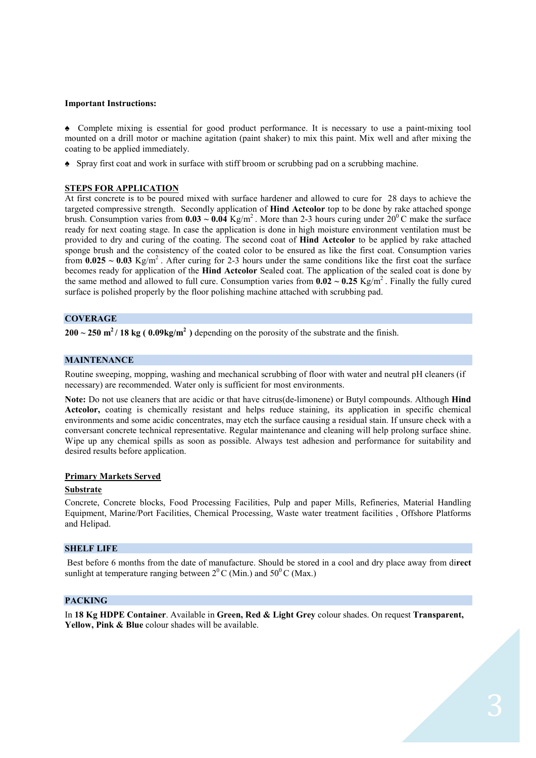**Important Instructions:**

♠ Complete mixing is essential for good product performance. It is necessary to use a paint-mixing tool mounted on a drill motor or machine agitation (paint shaker) to mix this paint. Mix well and after mixing the coating to be applied immediately.

♠ Spray first coat and work in surface with stiff broom or scrubbing pad on a scrubbing machine.

## STEPS FOR APPLICATION

At first concrete is to be poured mixed with surface hardener and allowed to cure for 28 days to achieve the targeted compressive strength. Secondly application of **Hind Actcolor** top to be done by rake attached sponge brush. Consumption varies from **0.03 ~ 0.04** Kg/m$^2$. More than 2-3 hours curing under 20$^0$ C make the surface ready for next coating stage. In case the application is done in high moisture environment ventilation must be provided to dry and curing of the coating. The second coat of **Hind Actcolor** to be applied by rake attached sponge brush and the consistency of the coated color to be ensured as like the first coat. Consumption varies from **0.025 ~ 0.03** Kg/m$^2$. After curing for 2-3 hours under the same conditions like the first coat the surface becomes ready for application of the **Hind Actcolor** Sealed coat. The application of the sealed coat is done by the same method and allowed to full cure. Consumption varies from **0.02 ~ 0.25** Kg/m$^2$. Finally the fully cured surface is polished properly by the floor polishing machine attached with scrubbing pad.

## COVERAGE

**200 ~ 250 m$^2$ / 18 kg ( 0.09kg/m$^2$ )** depending on the porosity of the substrate and the finish.

## MAINTENANCE

Routine sweeping, mopping, washing and mechanical scrubbing of floor with water and neutral pH cleaners (if necessary) are recommended. Water only is sufficient for most environments.

**Note:** Do not use cleaners that are acidic or that have citrus(de-limonene) or Butyl compounds. Although **Hind Actcolor,** coating is chemically resistant and helps reduce staining, its application in specific chemical environments and some acidic concentrates, may etch the surface causing a residual stain. If unsure check with a conversant concrete technical representative. Regular maintenance and cleaning will help prolong surface shine. Wipe up any chemical spills as soon as possible. Always test adhesion and performance for suitability and desired results before application.

## Primary Markets Served

### Substrate

Concrete, Concrete blocks, Food Processing Facilities, Pulp and paper Mills, Refineries, Material Handling Equipment, Marine/Port Facilities, Chemical Processing, Waste water treatment facilities , Offshore Platforms and Helipad.

## SHELF LIFE

Best before 6 months from the date of manufacture. Should be stored in a cool and dry place away from direct sunlight at temperature ranging between 2$^0$ C (Min.) and 50$^0$ C (Max.)

## PACKING

In **18 Kg HDPE Container**. Available in **Green, Red & Light Grey** colour shades. On request **Transparent, Yellow, Pink & Blue** colour shades will be available.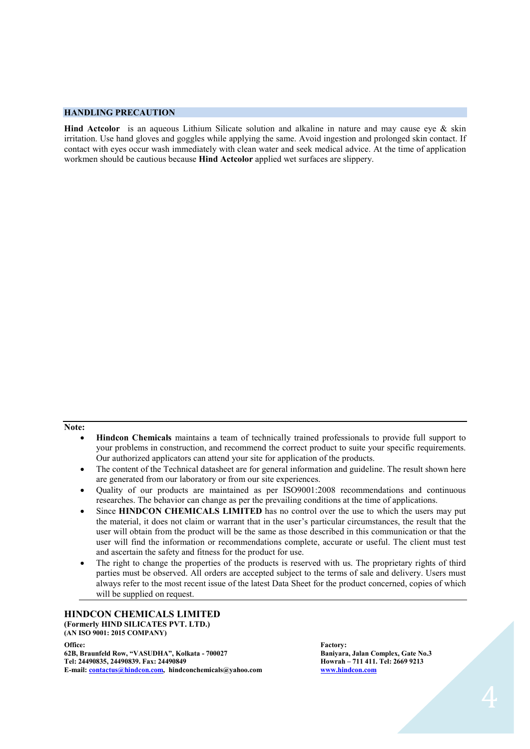## HANDLING PRECAUTION

**Hind Actcolor** is an aqueous Lithium Silicate solution and alkaline in nature and may cause eye & skin irritation. Use hand gloves and goggles while applying the same. Avoid ingestion and prolonged skin contact. If contact with eyes occur wash immediately with clean water and seek medical advice. At the time of application workmen should be cautious because **Hind Actcolor** applied wet surfaces are slippery.

---

**Note:**

- **Hindcon Chemicals** maintains a team of technically trained professionals to provide full support to your problems in construction, and recommend the correct product to suite your specific requirements. Our authorized applicators can attend your site for application of the products.
- The content of the Technical datasheet are for general information and guideline. The result shown here are generated from our laboratory or from our site experiences.
- Quality of our products are maintained as per ISO9001:2008 recommendations and continuous researches. The behavior can change as per the prevailing conditions at the time of applications.
- Since **HINDCON CHEMICALS LIMITED** has no control over the use to which the users may put the material, it does not claim or warrant that in the user's particular circumstances, the result that the user will obtain from the product will be the same as those described in this communication or that the user will find the information or recommendations complete, accurate or useful. The client must test and ascertain the safety and fitness for the product for use.
- The right to change the properties of the products is reserved with us. The proprietary rights of third parties must be observed. All orders are accepted subject to the terms of sale and delivery. Users must always refer to the most recent issue of the latest Data Sheet for the product concerned, copies of which will be supplied on request.

---

**HINDCON CHEMICALS LIMITED**
**(Formerly HIND SILICATES PVT. LTD.)**
**(AN ISO 9001: 2015 COMPANY)**

**Office:**
**62B, Braunfeld Row, "VASUDHA", Kolkata - 700027**
**Tel: 24490835, 24490839. Fax: 24490849**
**E-mail: contactus@hindcon.com, hindconchemicals@yahoo.com**

**Factory:**
**Baniyara, Jalan Complex, Gate No.3**
**Howrah – 711 411. Tel: 2669 9213**
**www.hindcon.com**